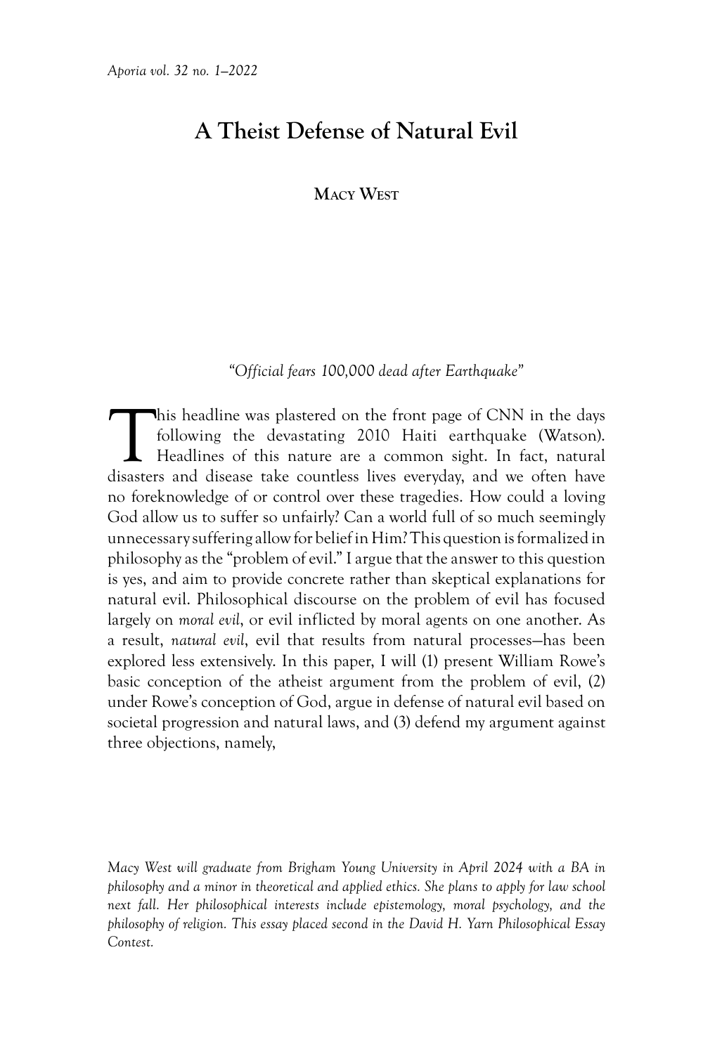# A Theist Defense of Natural Evil

**Macy West**

*"Official fears 100,000 dead after Earthquake"*

This headline was plastered on the front page of CNN in the days following the devastating 2010 Haiti earthquake (Watson). Headlines of this nature are a common sight. In fact, natural disasters and disease take countless lives everyday, and we often have no foreknowledge of or control over these tragedies. How could a loving God allow us to suffer so unfairly? Can a world full of so much seemingly unnecessary suffering allow for belief in Him? This question is formalized in philosophy as the "problem of evil." I argue that the answer to this question is yes, and aim to provide concrete rather than skeptical explanations for natural evil. Philosophical discourse on the problem of evil has focused largely on *moral evil*, or evil inflicted by moral agents on one another. As a result, *natural evil*, evil that results from natural processes—has been explored less extensively. In this paper, I will (1) present William Rowe's basic conception of the atheist argument from the problem of evil, (2) under Rowe's conception of God, argue in defense of natural evil based on societal progression and natural laws, and (3) defend my argument against three objections, namely,

*Macy West will graduate from Brigham Young University in April 2024 with a BA in philosophy and a minor in theoretical and applied ethics. She plans to apply for law school next fall. Her philosophical interests include epistemology, moral psychology, and the philosophy of religion. This essay placed second in the David H. Yarn Philosophical Essay Contest.*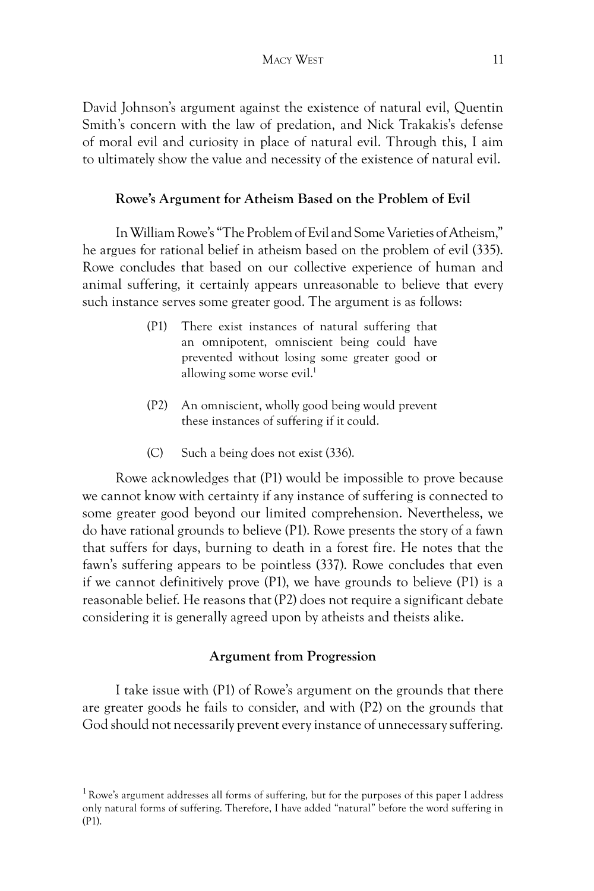David Johnson's argument against the existence of natural evil, Quentin Smith's concern with the law of predation, and Nick Trakakis's defense of moral evil and curiosity in place of natural evil. Through this, I aim to ultimately show the value and necessity of the existence of natural evil.

### Rowe's Argument for Atheism Based on the Problem of Evil

In William Rowe's "The Problem of Evil and Some Varieties of Atheism," he argues for rational belief in atheism based on the problem of evil (335). Rowe concludes that based on our collective experience of human and animal suffering, it certainly appears unreasonable to believe that every such instance serves some greater good. The argument is as follows:

> (P1) There exist instances of natural suffering that an omnipotent, omniscient being could have prevented without losing some greater good or allowing some worse evil.[1]
>
> (P2) An omniscient, wholly good being would prevent these instances of suffering if it could.
>
> (C) Such a being does not exist (336).

Rowe acknowledges that (P1) would be impossible to prove because we cannot know with certainty if any instance of suffering is connected to some greater good beyond our limited comprehension. Nevertheless, we do have rational grounds to believe (P1). Rowe presents the story of a fawn that suffers for days, burning to death in a forest fire. He notes that the fawn's suffering appears to be pointless (337). Rowe concludes that even if we cannot definitively prove (P1), we have grounds to believe (P1) is a reasonable belief. He reasons that (P2) does not require a significant debate considering it is generally agreed upon by atheists and theists alike.

### Argument from Progression

I take issue with (P1) of Rowe's argument on the grounds that there are greater goods he fails to consider, and with (P2) on the grounds that God should not necessarily prevent every instance of unnecessary suffering.

[1] Rowe's argument addresses all forms of suffering, but for the purposes of this paper I address only natural forms of suffering. Therefore, I have added "natural" before the word suffering in (P1).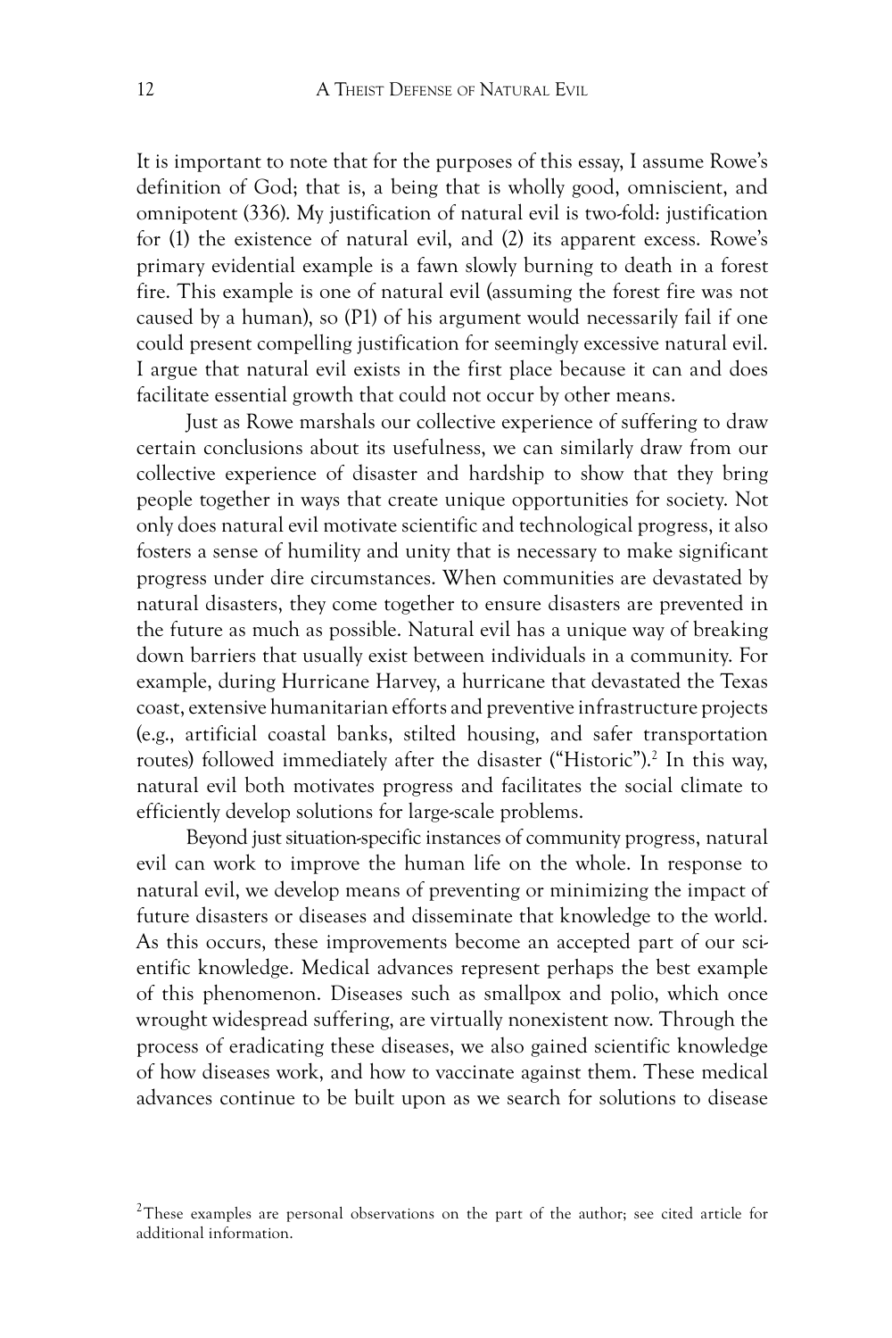It is important to note that for the purposes of this essay, I assume Rowe's definition of God; that is, a being that is wholly good, omniscient, and omnipotent (336). My justification of natural evil is two-fold: justification for (1) the existence of natural evil, and (2) its apparent excess. Rowe's primary evidential example is a fawn slowly burning to death in a forest fire. This example is one of natural evil (assuming the forest fire was not caused by a human), so (P1) of his argument would necessarily fail if one could present compelling justification for seemingly excessive natural evil. I argue that natural evil exists in the first place because it can and does facilitate essential growth that could not occur by other means.

Just as Rowe marshals our collective experience of suffering to draw certain conclusions about its usefulness, we can similarly draw from our collective experience of disaster and hardship to show that they bring people together in ways that create unique opportunities for society. Not only does natural evil motivate scientific and technological progress, it also fosters a sense of humility and unity that is necessary to make significant progress under dire circumstances. When communities are devastated by natural disasters, they come together to ensure disasters are prevented in the future as much as possible. Natural evil has a unique way of breaking down barriers that usually exist between individuals in a community. For example, during Hurricane Harvey, a hurricane that devastated the Texas coast, extensive humanitarian efforts and preventive infrastructure projects (e.g., artificial coastal banks, stilted housing, and safer transportation routes) followed immediately after the disaster ("Historic").[2] In this way, natural evil both motivates progress and facilitates the social climate to efficiently develop solutions for large-scale problems.

Beyond just situation-specific instances of community progress, natural evil can work to improve the human life on the whole. In response to natural evil, we develop means of preventing or minimizing the impact of future disasters or diseases and disseminate that knowledge to the world. As this occurs, these improvements become an accepted part of our scientific knowledge. Medical advances represent perhaps the best example of this phenomenon. Diseases such as smallpox and polio, which once wrought widespread suffering, are virtually nonexistent now. Through the process of eradicating these diseases, we also gained scientific knowledge of how diseases work, and how to vaccinate against them. These medical advances continue to be built upon as we search for solutions to disease

[2] These examples are personal observations on the part of the author; see cited article for additional information.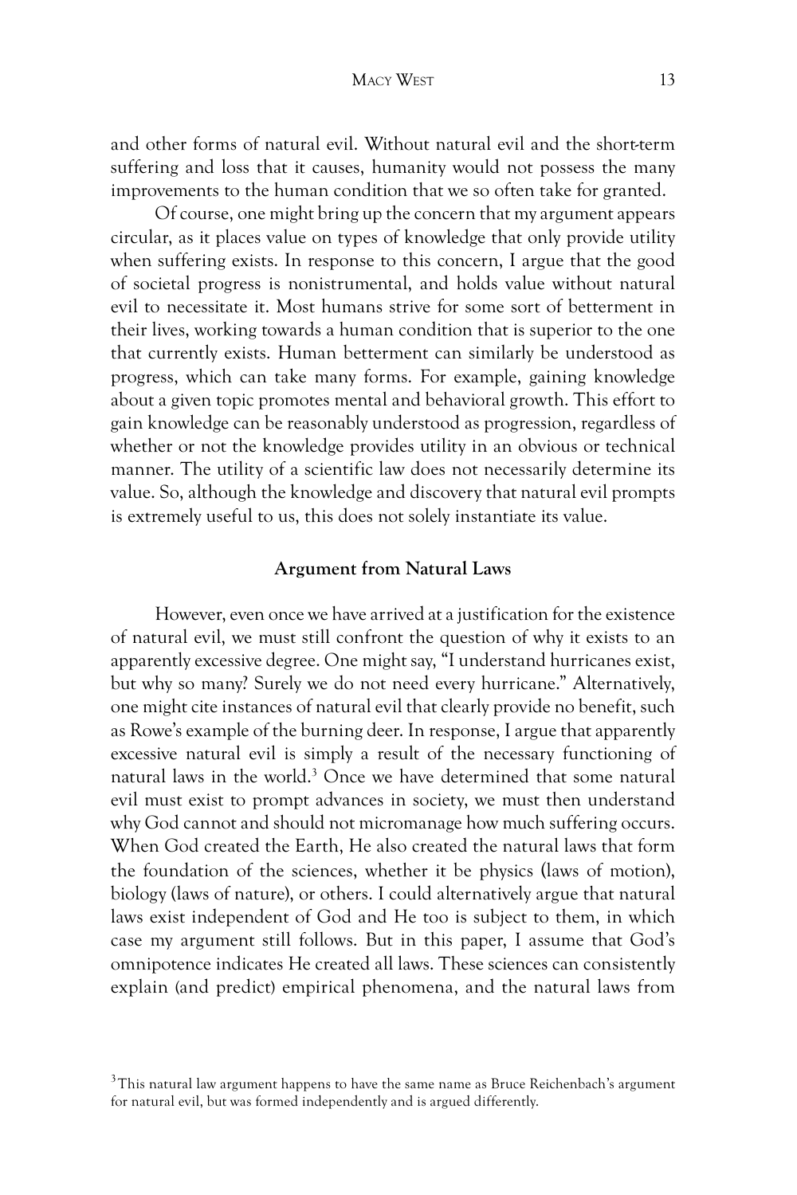and other forms of natural evil. Without natural evil and the short-term suffering and loss that it causes, humanity would not possess the many improvements to the human condition that we so often take for granted.

Of course, one might bring up the concern that my argument appears circular, as it places value on types of knowledge that only provide utility when suffering exists. In response to this concern, I argue that the good of societal progress is nonistrumental, and holds value without natural evil to necessitate it. Most humans strive for some sort of betterment in their lives, working towards a human condition that is superior to the one that currently exists. Human betterment can similarly be understood as progress, which can take many forms. For example, gaining knowledge about a given topic promotes mental and behavioral growth. This effort to gain knowledge can be reasonably understood as progression, regardless of whether or not the knowledge provides utility in an obvious or technical manner. The utility of a scientific law does not necessarily determine its value. So, although the knowledge and discovery that natural evil prompts is extremely useful to us, this does not solely instantiate its value.

## Argument from Natural Laws

However, even once we have arrived at a justification for the existence of natural evil, we must still confront the question of why it exists to an apparently excessive degree. One might say, "I understand hurricanes exist, but why so many? Surely we do not need every hurricane." Alternatively, one might cite instances of natural evil that clearly provide no benefit, such as Rowe's example of the burning deer. In response, I argue that apparently excessive natural evil is simply a result of the necessary functioning of natural laws in the world.[3] Once we have determined that some natural evil must exist to prompt advances in society, we must then understand why God cannot and should not micromanage how much suffering occurs. When God created the Earth, He also created the natural laws that form the foundation of the sciences, whether it be physics (laws of motion), biology (laws of nature), or others. I could alternatively argue that natural laws exist independent of God and He too is subject to them, in which case my argument still follows. But in this paper, I assume that God's omnipotence indicates He created all laws. These sciences can consistently explain (and predict) empirical phenomena, and the natural laws from

[3] This natural law argument happens to have the same name as Bruce Reichenbach's argument for natural evil, but was formed independently and is argued differently.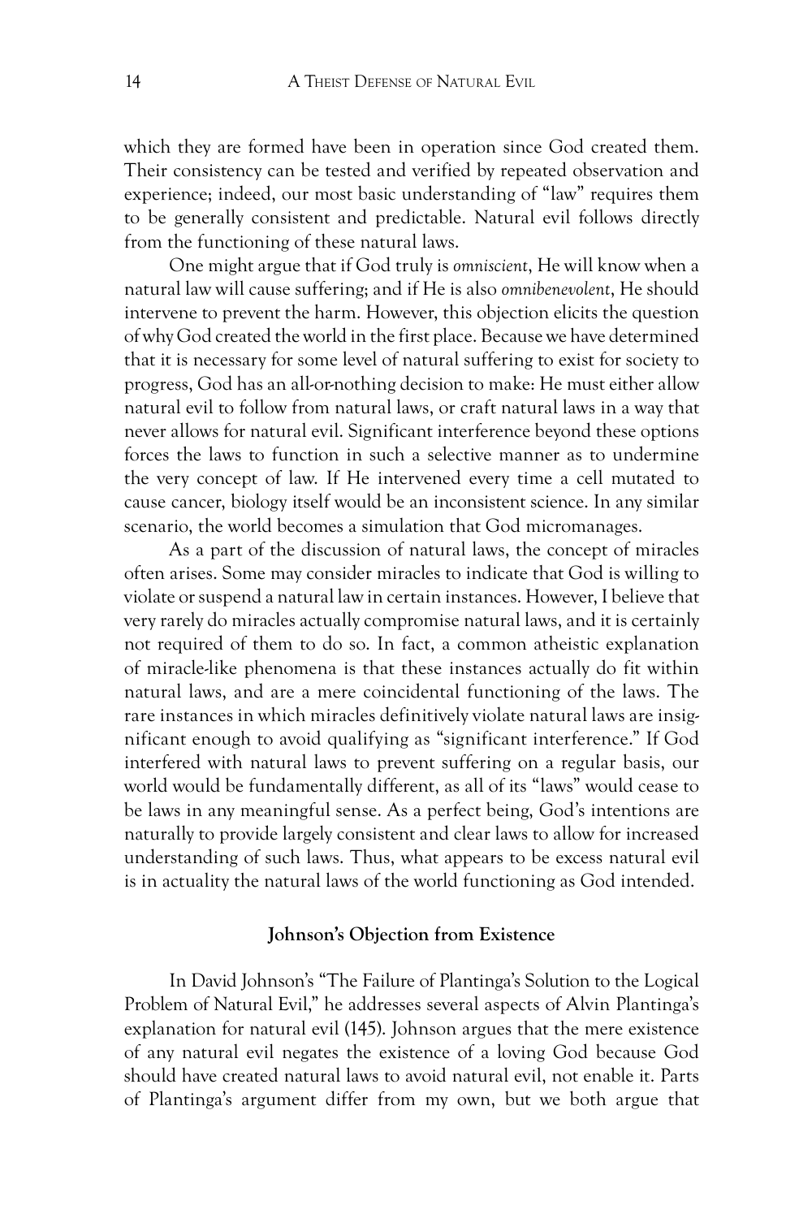which they are formed have been in operation since God created them. Their consistency can be tested and verified by repeated observation and experience; indeed, our most basic understanding of "law" requires them to be generally consistent and predictable. Natural evil follows directly from the functioning of these natural laws.

One might argue that if God truly is *omniscient*, He will know when a natural law will cause suffering; and if He is also *omnibenevolent*, He should intervene to prevent the harm. However, this objection elicits the question of why God created the world in the first place. Because we have determined that it is necessary for some level of natural suffering to exist for society to progress, God has an all-or-nothing decision to make: He must either allow natural evil to follow from natural laws, or craft natural laws in a way that never allows for natural evil. Significant interference beyond these options forces the laws to function in such a selective manner as to undermine the very concept of law. If He intervened every time a cell mutated to cause cancer, biology itself would be an inconsistent science. In any similar scenario, the world becomes a simulation that God micromanages.

As a part of the discussion of natural laws, the concept of miracles often arises. Some may consider miracles to indicate that God is willing to violate or suspend a natural law in certain instances. However, I believe that very rarely do miracles actually compromise natural laws, and it is certainly not required of them to do so. In fact, a common atheistic explanation of miracle-like phenomena is that these instances actually do fit within natural laws, and are a mere coincidental functioning of the laws. The rare instances in which miracles definitively violate natural laws are insignificant enough to avoid qualifying as "significant interference." If God interfered with natural laws to prevent suffering on a regular basis, our world would be fundamentally different, as all of its "laws" would cease to be laws in any meaningful sense. As a perfect being, God's intentions are naturally to provide largely consistent and clear laws to allow for increased understanding of such laws. Thus, what appears to be excess natural evil is in actuality the natural laws of the world functioning as God intended.

## Johnson's Objection from Existence

In David Johnson's "The Failure of Plantinga's Solution to the Logical Problem of Natural Evil," he addresses several aspects of Alvin Plantinga's explanation for natural evil (145). Johnson argues that the mere existence of any natural evil negates the existence of a loving God because God should have created natural laws to avoid natural evil, not enable it. Parts of Plantinga's argument differ from my own, but we both argue that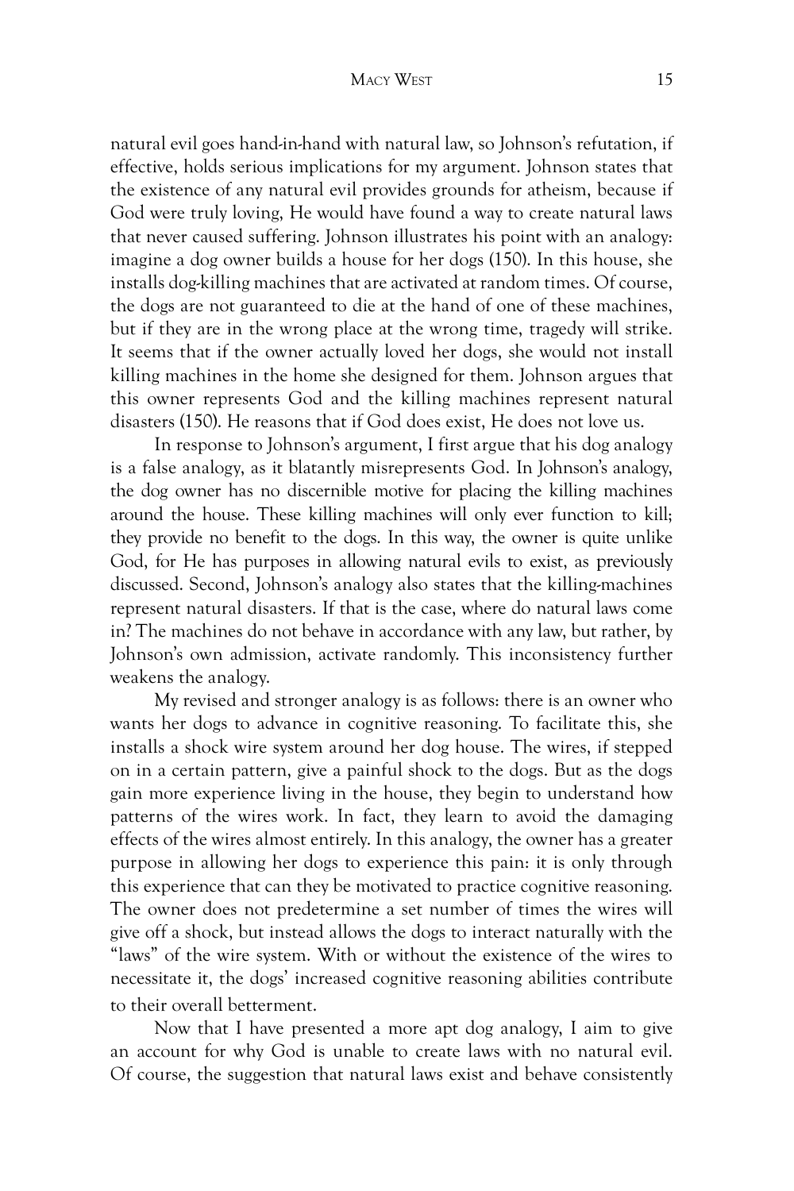natural evil goes hand-in-hand with natural law, so Johnson's refutation, if effective, holds serious implications for my argument. Johnson states that the existence of any natural evil provides grounds for atheism, because if God were truly loving, He would have found a way to create natural laws that never caused suffering. Johnson illustrates his point with an analogy: imagine a dog owner builds a house for her dogs (150). In this house, she installs dog-killing machines that are activated at random times. Of course, the dogs are not guaranteed to die at the hand of one of these machines, but if they are in the wrong place at the wrong time, tragedy will strike. It seems that if the owner actually loved her dogs, she would not install killing machines in the home she designed for them. Johnson argues that this owner represents God and the killing machines represent natural disasters (150). He reasons that if God does exist, He does not love us.

In response to Johnson's argument, I first argue that his dog analogy is a false analogy, as it blatantly misrepresents God. In Johnson's analogy, the dog owner has no discernible motive for placing the killing machines around the house. These killing machines will only ever function to kill; they provide no benefit to the dogs. In this way, the owner is quite unlike God, for He has purposes in allowing natural evils to exist, as previously discussed. Second, Johnson's analogy also states that the killing-machines represent natural disasters. If that is the case, where do natural laws come in? The machines do not behave in accordance with any law, but rather, by Johnson's own admission, activate randomly. This inconsistency further weakens the analogy.

My revised and stronger analogy is as follows: there is an owner who wants her dogs to advance in cognitive reasoning. To facilitate this, she installs a shock wire system around her dog house. The wires, if stepped on in a certain pattern, give a painful shock to the dogs. But as the dogs gain more experience living in the house, they begin to understand how patterns of the wires work. In fact, they learn to avoid the damaging effects of the wires almost entirely. In this analogy, the owner has a greater purpose in allowing her dogs to experience this pain: it is only through this experience that can they be motivated to practice cognitive reasoning. The owner does not predetermine a set number of times the wires will give off a shock, but instead allows the dogs to interact naturally with the "laws" of the wire system. With or without the existence of the wires to necessitate it, the dogs' increased cognitive reasoning abilities contribute to their overall betterment.

Now that I have presented a more apt dog analogy, I aim to give an account for why God is unable to create laws with no natural evil. Of course, the suggestion that natural laws exist and behave consistently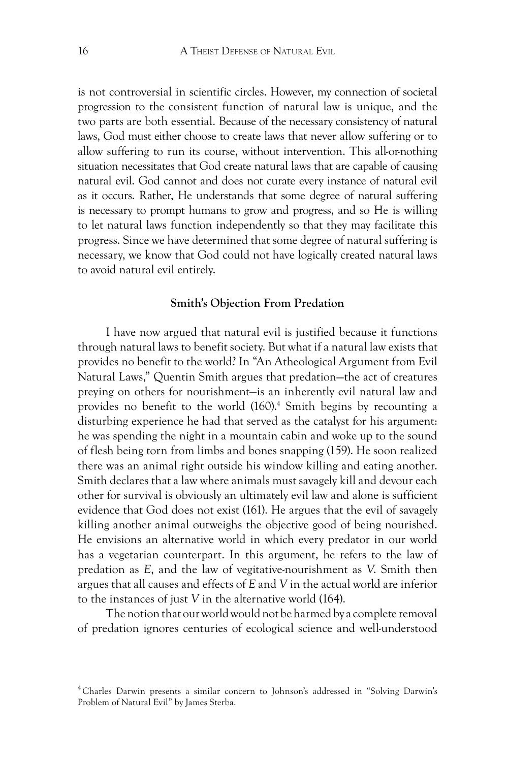is not controversial in scientific circles. However, my connection of societal progression to the consistent function of natural law is unique, and the two parts are both essential. Because of the necessary consistency of natural laws, God must either choose to create laws that never allow suffering or to allow suffering to run its course, without intervention. This all-or-nothing situation necessitates that God create natural laws that are capable of causing natural evil. God cannot and does not curate every instance of natural evil as it occurs. Rather, He understands that some degree of natural suffering is necessary to prompt humans to grow and progress, and so He is willing to let natural laws function independently so that they may facilitate this progress. Since we have determined that some degree of natural suffering is necessary, we know that God could not have logically created natural laws to avoid natural evil entirely.

### Smith's Objection From Predation

I have now argued that natural evil is justified because it functions through natural laws to benefit society. But what if a natural law exists that provides no benefit to the world? In "An Atheological Argument from Evil Natural Laws," Quentin Smith argues that predation—the act of creatures preying on others for nourishment—is an inherently evil natural law and provides no benefit to the world (160).[4] Smith begins by recounting a disturbing experience he had that served as the catalyst for his argument: he was spending the night in a mountain cabin and woke up to the sound of flesh being torn from limbs and bones snapping (159). He soon realized there was an animal right outside his window killing and eating another. Smith declares that a law where animals must savagely kill and devour each other for survival is obviously an ultimately evil law and alone is sufficient evidence that God does not exist (161). He argues that the evil of savagely killing another animal outweighs the objective good of being nourished. He envisions an alternative world in which every predator in our world has a vegetarian counterpart. In this argument, he refers to the law of predation as *E*, and the law of vegitative-nourishment as *V*. Smith then argues that all causes and effects of *E* and *V* in the actual world are inferior to the instances of just *V* in the alternative world (164).

The notion that our world would not be harmed by a complete removal of predation ignores centuries of ecological science and well-understood

[4] Charles Darwin presents a similar concern to Johnson's addressed in "Solving Darwin's Problem of Natural Evil" by James Sterba.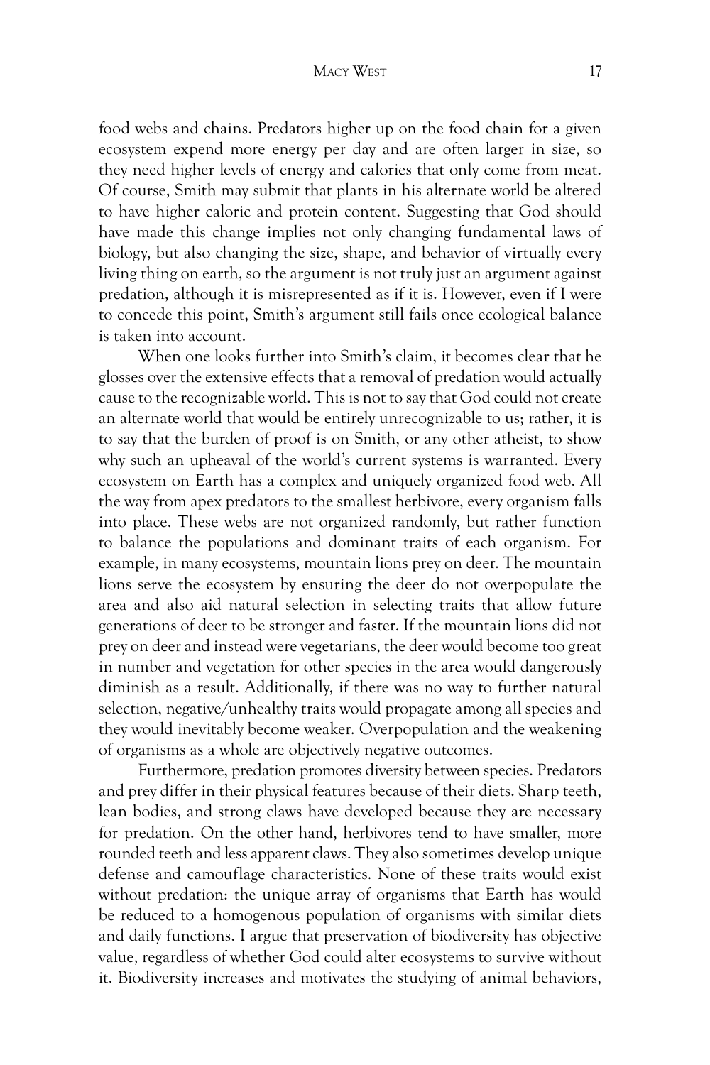food webs and chains. Predators higher up on the food chain for a given ecosystem expend more energy per day and are often larger in size, so they need higher levels of energy and calories that only come from meat. Of course, Smith may submit that plants in his alternate world be altered to have higher caloric and protein content. Suggesting that God should have made this change implies not only changing fundamental laws of biology, but also changing the size, shape, and behavior of virtually every living thing on earth, so the argument is not truly just an argument against predation, although it is misrepresented as if it is. However, even if I were to concede this point, Smith's argument still fails once ecological balance is taken into account.

When one looks further into Smith's claim, it becomes clear that he glosses over the extensive effects that a removal of predation would actually cause to the recognizable world. This is not to say that God could not create an alternate world that would be entirely unrecognizable to us; rather, it is to say that the burden of proof is on Smith, or any other atheist, to show why such an upheaval of the world's current systems is warranted. Every ecosystem on Earth has a complex and uniquely organized food web. All the way from apex predators to the smallest herbivore, every organism falls into place. These webs are not organized randomly, but rather function to balance the populations and dominant traits of each organism. For example, in many ecosystems, mountain lions prey on deer. The mountain lions serve the ecosystem by ensuring the deer do not overpopulate the area and also aid natural selection in selecting traits that allow future generations of deer to be stronger and faster. If the mountain lions did not prey on deer and instead were vegetarians, the deer would become too great in number and vegetation for other species in the area would dangerously diminish as a result. Additionally, if there was no way to further natural selection, negative/unhealthy traits would propagate among all species and they would inevitably become weaker. Overpopulation and the weakening of organisms as a whole are objectively negative outcomes.

Furthermore, predation promotes diversity between species. Predators and prey differ in their physical features because of their diets. Sharp teeth, lean bodies, and strong claws have developed because they are necessary for predation. On the other hand, herbivores tend to have smaller, more rounded teeth and less apparent claws. They also sometimes develop unique defense and camouflage characteristics. None of these traits would exist without predation: the unique array of organisms that Earth has would be reduced to a homogenous population of organisms with similar diets and daily functions. I argue that preservation of biodiversity has objective value, regardless of whether God could alter ecosystems to survive without it. Biodiversity increases and motivates the studying of animal behaviors,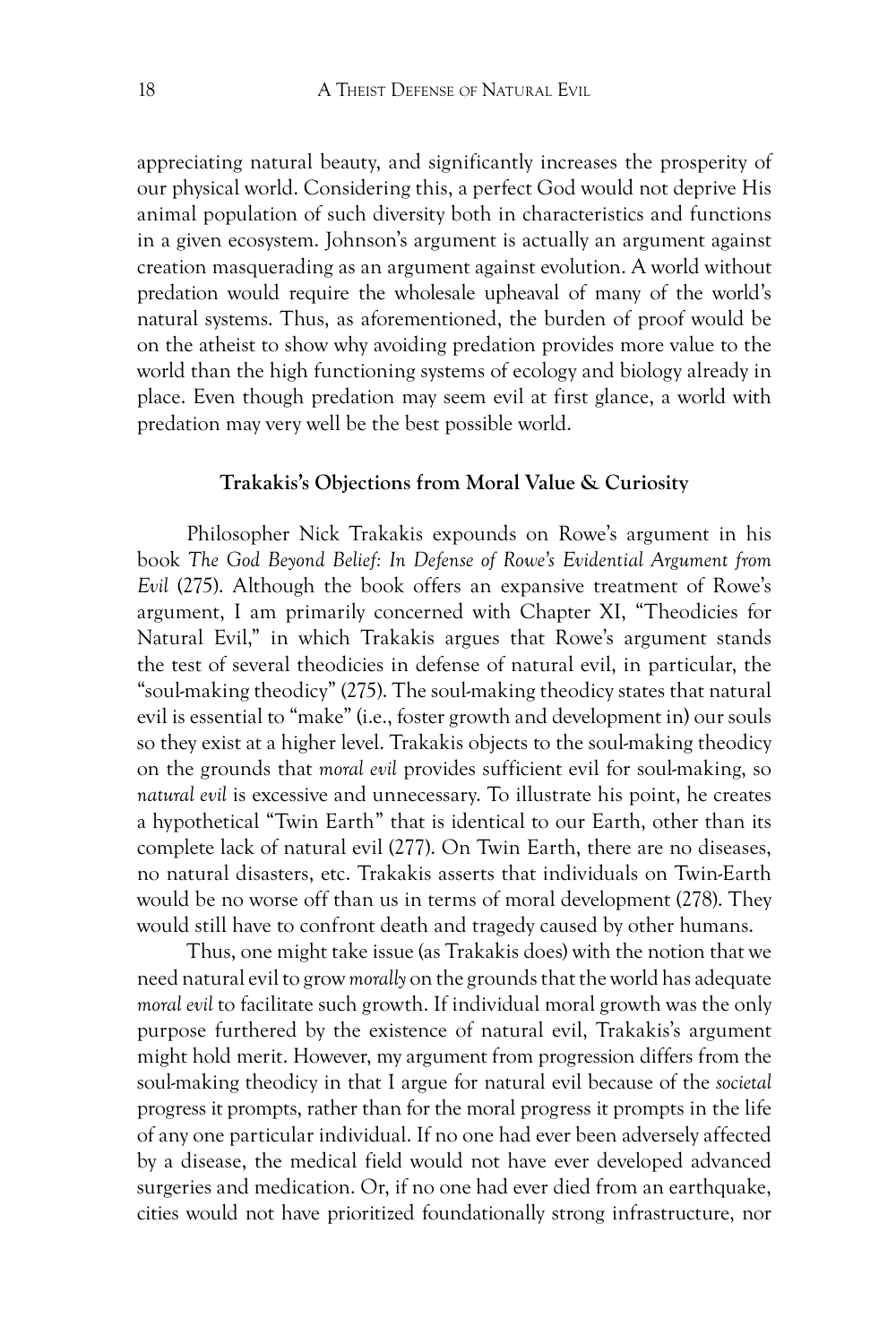appreciating natural beauty, and significantly increases the prosperity of our physical world. Considering this, a perfect God would not deprive His animal population of such diversity both in characteristics and functions in a given ecosystem. Johnson's argument is actually an argument against creation masquerading as an argument against evolution. A world without predation would require the wholesale upheaval of many of the world's natural systems. Thus, as aforementioned, the burden of proof would be on the atheist to show why avoiding predation provides more value to the world than the high functioning systems of ecology and biology already in place. Even though predation may seem evil at first glance, a world with predation may very well be the best possible world.

**Trakakis's Objections from Moral Value & Curiosity**

Philosopher Nick Trakakis expounds on Rowe's argument in his book *The God Beyond Belief: In Defense of Rowe's Evidential Argument from Evil* (275). Although the book offers an expansive treatment of Rowe's argument, I am primarily concerned with Chapter XI, "Theodicies for Natural Evil," in which Trakakis argues that Rowe's argument stands the test of several theodicies in defense of natural evil, in particular, the "soul-making theodicy" (275). The soul-making theodicy states that natural evil is essential to "make" (i.e., foster growth and development in) our souls so they exist at a higher level. Trakakis objects to the soul-making theodicy on the grounds that *moral evil* provides sufficient evil for soul-making, so *natural evil* is excessive and unnecessary. To illustrate his point, he creates a hypothetical "Twin Earth" that is identical to our Earth, other than its complete lack of natural evil (277). On Twin Earth, there are no diseases, no natural disasters, etc. Trakakis asserts that individuals on Twin-Earth would be no worse off than us in terms of moral development (278). They would still have to confront death and tragedy caused by other humans.

Thus, one might take issue (as Trakakis does) with the notion that we need natural evil to grow *morally* on the grounds that the world has adequate *moral evil* to facilitate such growth. If individual moral growth was the only purpose furthered by the existence of natural evil, Trakakis's argument might hold merit. However, my argument from progression differs from the soul-making theodicy in that I argue for natural evil because of the *societal* progress it prompts, rather than for the moral progress it prompts in the life of any one particular individual. If no one had ever been adversely affected by a disease, the medical field would not have ever developed advanced surgeries and medication. Or, if no one had ever died from an earthquake, cities would not have prioritized foundationally strong infrastructure, nor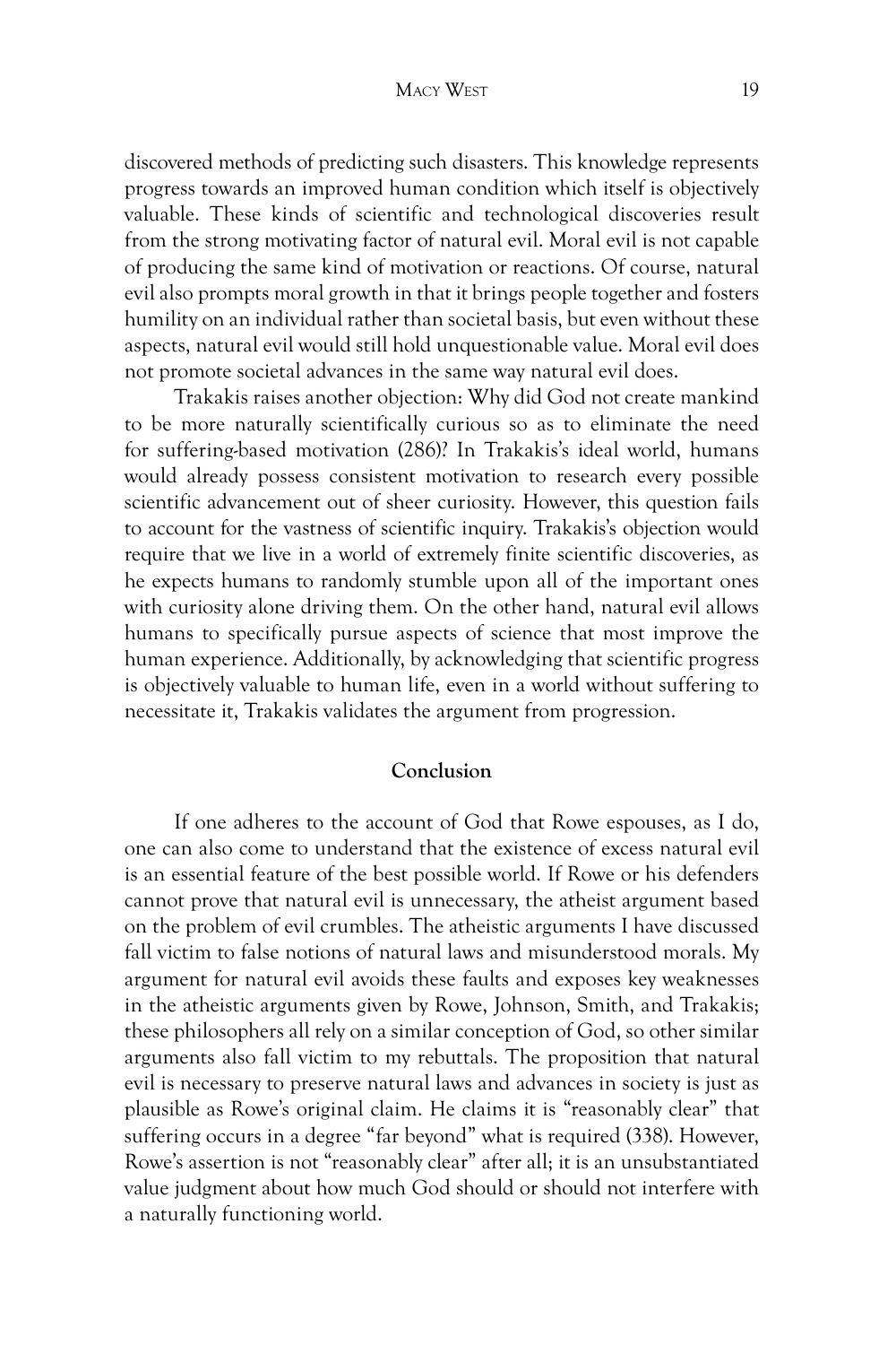discovered methods of predicting such disasters. This knowledge represents progress towards an improved human condition which itself is objectively valuable. These kinds of scientific and technological discoveries result from the strong motivating factor of natural evil. Moral evil is not capable of producing the same kind of motivation or reactions. Of course, natural evil also prompts moral growth in that it brings people together and fosters humility on an individual rather than societal basis, but even without these aspects, natural evil would still hold unquestionable value. Moral evil does not promote societal advances in the same way natural evil does.

Trakakis raises another objection: Why did God not create mankind to be more naturally scientifically curious so as to eliminate the need for suffering-based motivation (286)? In Trakakis's ideal world, humans would already possess consistent motivation to research every possible scientific advancement out of sheer curiosity. However, this question fails to account for the vastness of scientific inquiry. Trakakis's objection would require that we live in a world of extremely finite scientific discoveries, as he expects humans to randomly stumble upon all of the important ones with curiosity alone driving them. On the other hand, natural evil allows humans to specifically pursue aspects of science that most improve the human experience. Additionally, by acknowledging that scientific progress is objectively valuable to human life, even in a world without suffering to necessitate it, Trakakis validates the argument from progression.

## Conclusion

If one adheres to the account of God that Rowe espouses, as I do, one can also come to understand that the existence of excess natural evil is an essential feature of the best possible world. If Rowe or his defenders cannot prove that natural evil is unnecessary, the atheist argument based on the problem of evil crumbles. The atheistic arguments I have discussed fall victim to false notions of natural laws and misunderstood morals. My argument for natural evil avoids these faults and exposes key weaknesses in the atheistic arguments given by Rowe, Johnson, Smith, and Trakakis; these philosophers all rely on a similar conception of God, so other similar arguments also fall victim to my rebuttals. The proposition that natural evil is necessary to preserve natural laws and advances in society is just as plausible as Rowe's original claim. He claims it is "reasonably clear" that suffering occurs in a degree "far beyond" what is required (338). However, Rowe's assertion is not "reasonably clear" after all; it is an unsubstantiated value judgment about how much God should or should not interfere with a naturally functioning world.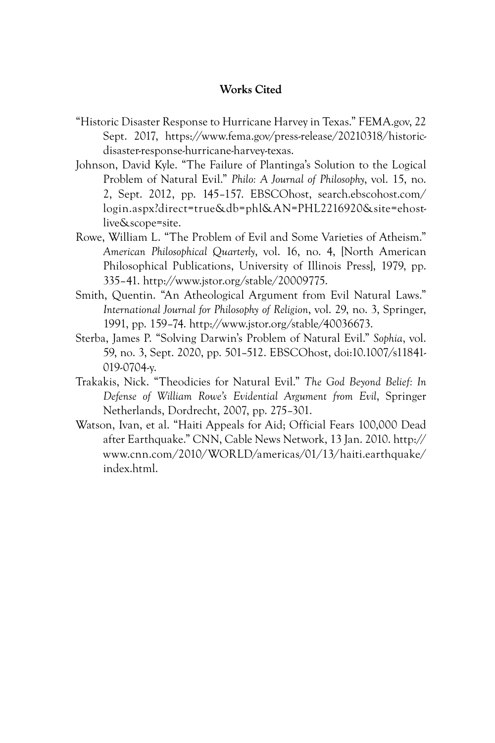**Works Cited**

"Historic Disaster Response to Hurricane Harvey in Texas." FEMA.gov, 22 Sept. 2017, https://www.fema.gov/press-release/20210318/historic-disaster-response-hurricane-harvey-texas.

Johnson, David Kyle. "The Failure of Plantinga's Solution to the Logical Problem of Natural Evil." *Philo: A Journal of Philosophy*, vol. 15, no. 2, Sept. 2012, pp. 145–157. EBSCOhost, search.ebscohost.com/login.aspx?direct=true&db=phl&AN=PHL2216920&site=ehost-live&scope=site.

Rowe, William L. "The Problem of Evil and Some Varieties of Atheism." *American Philosophical Quarterly*, vol. 16, no. 4, [North American Philosophical Publications, University of Illinois Press], 1979, pp. 335–41. http://www.jstor.org/stable/20009775.

Smith, Quentin. "An Atheological Argument from Evil Natural Laws." *International Journal for Philosophy of Religion*, vol. 29, no. 3, Springer, 1991, pp. 159–74. http://www.jstor.org/stable/40036673.

Sterba, James P. "Solving Darwin's Problem of Natural Evil." *Sophia*, vol. 59, no. 3, Sept. 2020, pp. 501–512. EBSCOhost, doi:10.1007/s11841-019-0704-y.

Trakakis, Nick. "Theodicies for Natural Evil." *The God Beyond Belief: In Defense of William Rowe's Evidential Argument from Evil*, Springer Netherlands, Dordrecht, 2007, pp. 275–301.

Watson, Ivan, et al. "Haiti Appeals for Aid; Official Fears 100,000 Dead after Earthquake." CNN, Cable News Network, 13 Jan. 2010. http://www.cnn.com/2010/WORLD/americas/01/13/haiti.earthquake/index.html.